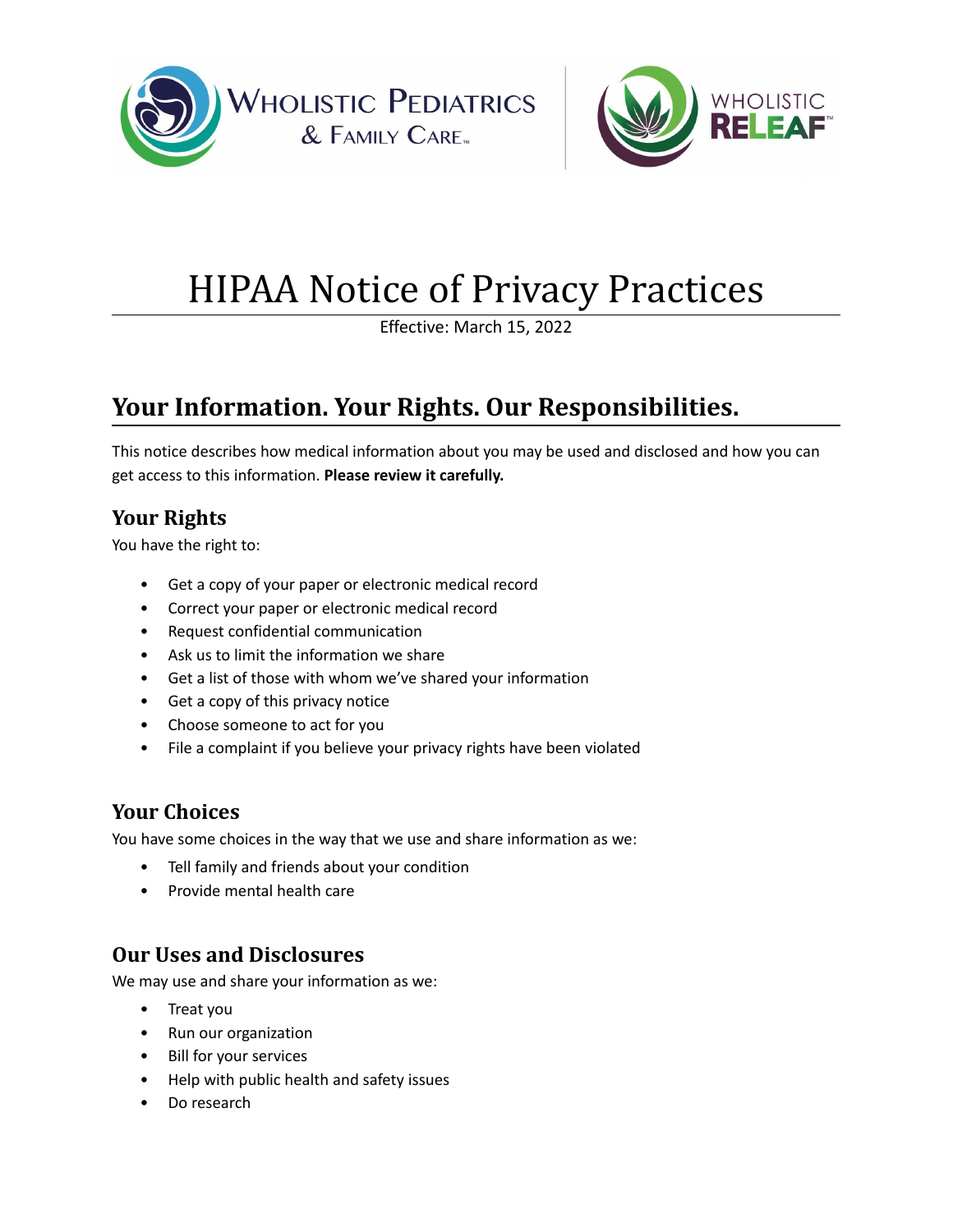Wholistic Pediatrics & Family Care™

Wholistic ReLeaf™

# HIPAA Notice of Privacy Practices

Effective: March 15, 2022

## Your Information. Your Rights. Our Responsibilities.

This notice describes how medical information about you may be used and disclosed and how you can get access to this information. **Please review it carefully.**

### Your Rights

You have the right to:

- Get a copy of your paper or electronic medical record
- Correct your paper or electronic medical record
- Request confidential communication
- Ask us to limit the information we share
- Get a list of those with whom we've shared your information
- Get a copy of this privacy notice
- Choose someone to act for you
- File a complaint if you believe your privacy rights have been violated

### Your Choices

You have some choices in the way that we use and share information as we:

- Tell family and friends about your condition
- Provide mental health care

### Our Uses and Disclosures

We may use and share your information as we:

- Treat you
- Run our organization
- Bill for your services
- Help with public health and safety issues
- Do research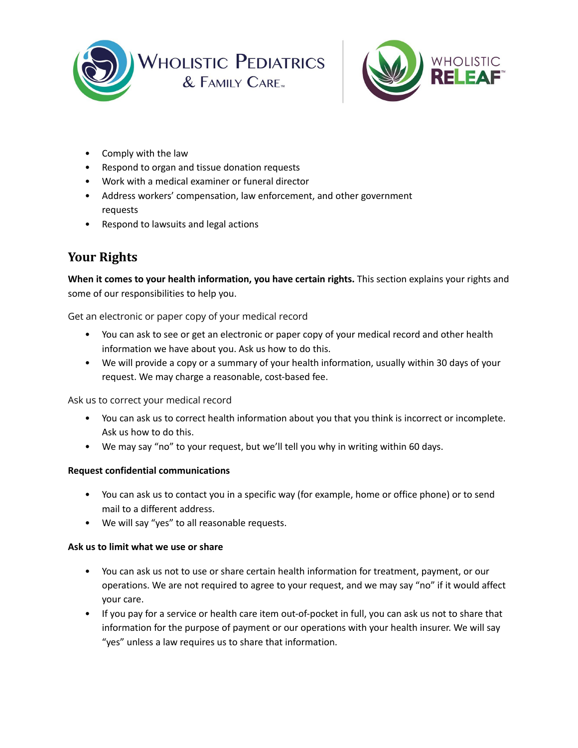- Comply with the law
- Respond to organ and tissue donation requests
- Work with a medical examiner or funeral director
- Address workers' compensation, law enforcement, and other government requests
- Respond to lawsuits and legal actions

## Your Rights

**When it comes to your health information, you have certain rights.** This section explains your rights and some of our responsibilities to help you.

Get an electronic or paper copy of your medical record

- You can ask to see or get an electronic or paper copy of your medical record and other health information we have about you. Ask us how to do this.
- We will provide a copy or a summary of your health information, usually within 30 days of your request. We may charge a reasonable, cost-based fee.

Ask us to correct your medical record

- You can ask us to correct health information about you that you think is incorrect or incomplete. Ask us how to do this.
- We may say "no" to your request, but we'll tell you why in writing within 60 days.

**Request confidential communications**

- You can ask us to contact you in a specific way (for example, home or office phone) or to send mail to a different address.
- We will say "yes" to all reasonable requests.

**Ask us to limit what we use or share**

- You can ask us not to use or share certain health information for treatment, payment, or our operations. We are not required to agree to your request, and we may say "no" if it would affect your care.
- If you pay for a service or health care item out-of-pocket in full, you can ask us not to share that information for the purpose of payment or our operations with your health insurer. We will say "yes" unless a law requires us to share that information.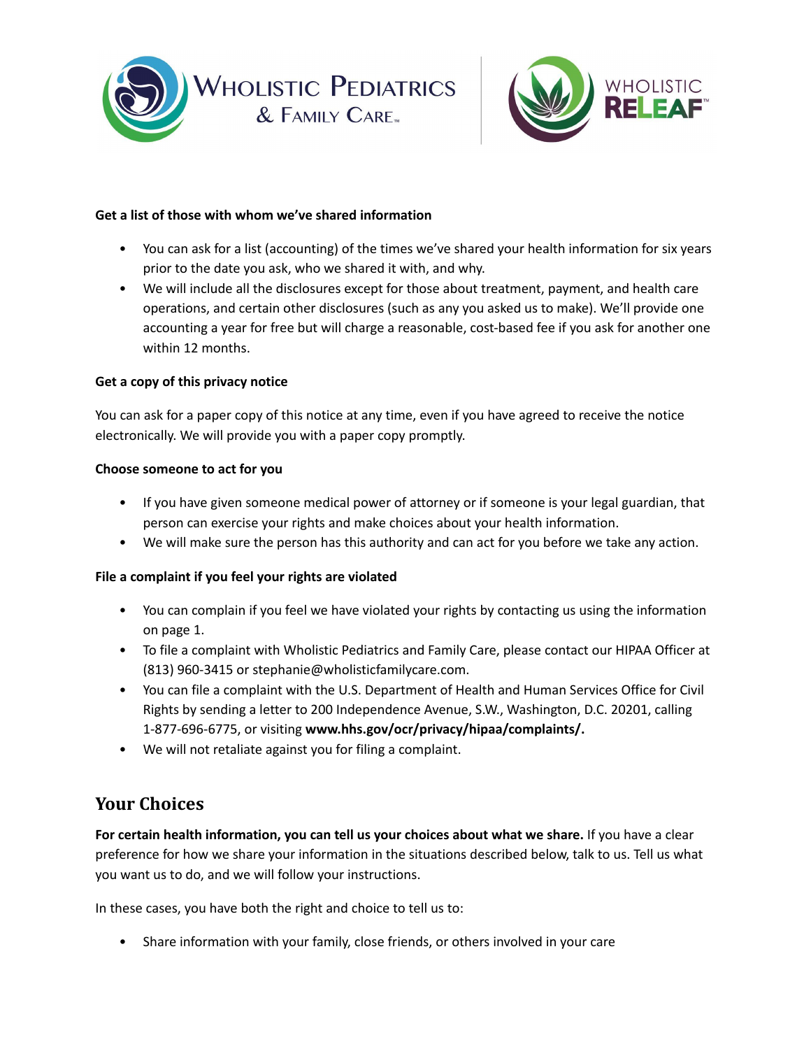**Get a list of those with whom we've shared information**

- You can ask for a list (accounting) of the times we've shared your health information for six years prior to the date you ask, who we shared it with, and why.
- We will include all the disclosures except for those about treatment, payment, and health care operations, and certain other disclosures (such as any you asked us to make). We'll provide one accounting a year for free but will charge a reasonable, cost-based fee if you ask for another one within 12 months.

**Get a copy of this privacy notice**

You can ask for a paper copy of this notice at any time, even if you have agreed to receive the notice electronically. We will provide you with a paper copy promptly.

**Choose someone to act for you**

- If you have given someone medical power of attorney or if someone is your legal guardian, that person can exercise your rights and make choices about your health information.
- We will make sure the person has this authority and can act for you before we take any action.

**File a complaint if you feel your rights are violated**

- You can complain if you feel we have violated your rights by contacting us using the information on page 1.
- To file a complaint with Wholistic Pediatrics and Family Care, please contact our HIPAA Officer at (813) 960-3415 or stephanie@wholisticfamilycare.com.
- You can file a complaint with the U.S. Department of Health and Human Services Office for Civil Rights by sending a letter to 200 Independence Avenue, S.W., Washington, D.C. 20201, calling 1-877-696-6775, or visiting **www.hhs.gov/ocr/privacy/hipaa/complaints/.**
- We will not retaliate against you for filing a complaint.

## Your Choices

**For certain health information, you can tell us your choices about what we share.** If you have a clear preference for how we share your information in the situations described below, talk to us. Tell us what you want us to do, and we will follow your instructions.

In these cases, you have both the right and choice to tell us to:

- Share information with your family, close friends, or others involved in your care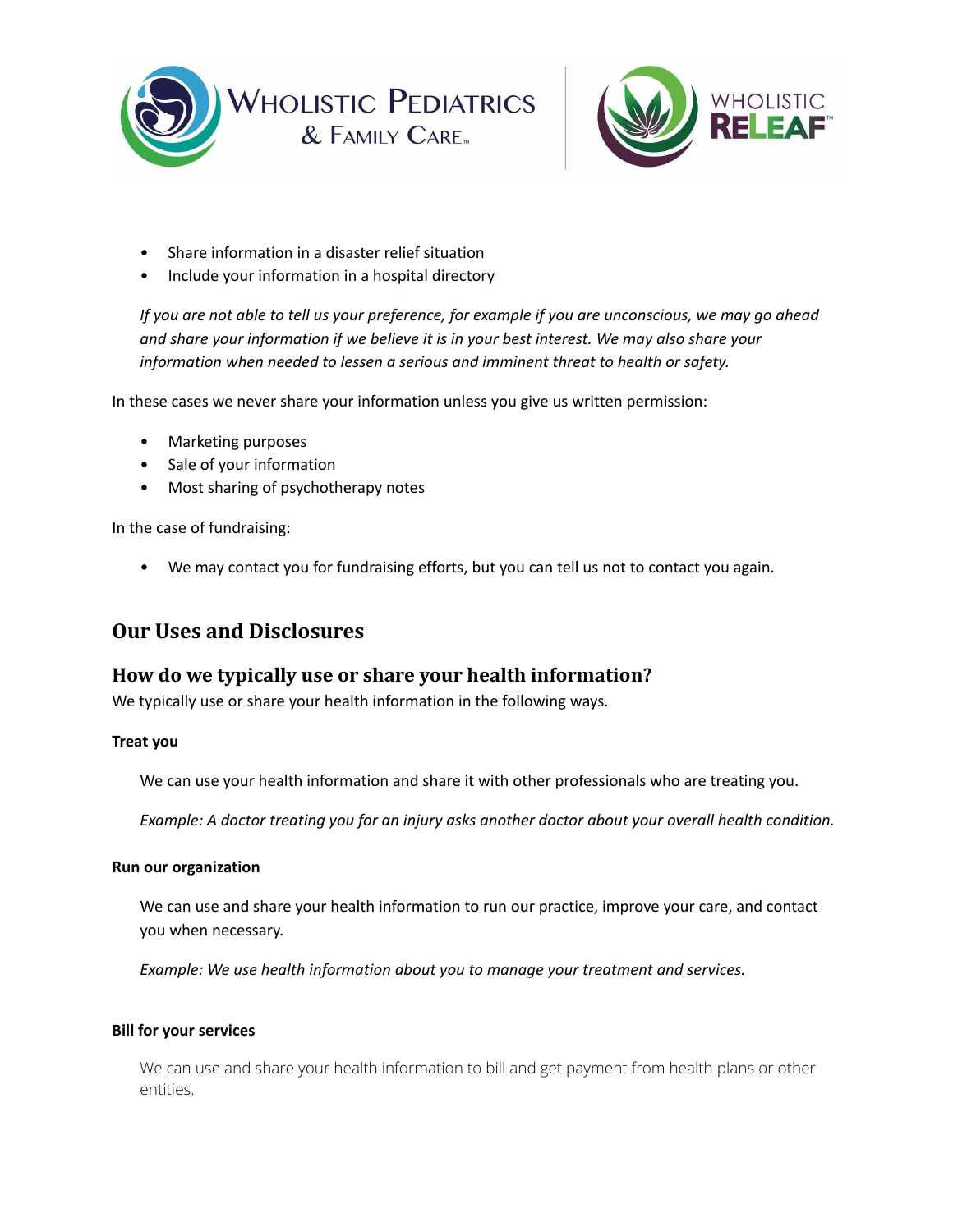- Share information in a disaster relief situation
- Include your information in a hospital directory

*If you are not able to tell us your preference, for example if you are unconscious, we may go ahead and share your information if we believe it is in your best interest. We may also share your information when needed to lessen a serious and imminent threat to health or safety.*

In these cases we never share your information unless you give us written permission:

- Marketing purposes
- Sale of your information
- Most sharing of psychotherapy notes

In the case of fundraising:

- We may contact you for fundraising efforts, but you can tell us not to contact you again.

## Our Uses and Disclosures

### How do we typically use or share your health information?

We typically use or share your health information in the following ways.

**Treat you**

We can use your health information and share it with other professionals who are treating you.

*Example: A doctor treating you for an injury asks another doctor about your overall health condition.*

**Run our organization**

We can use and share your health information to run our practice, improve your care, and contact you when necessary.

*Example: We use health information about you to manage your treatment and services.*

**Bill for your services**

We can use and share your health information to bill and get payment from health plans or other entities.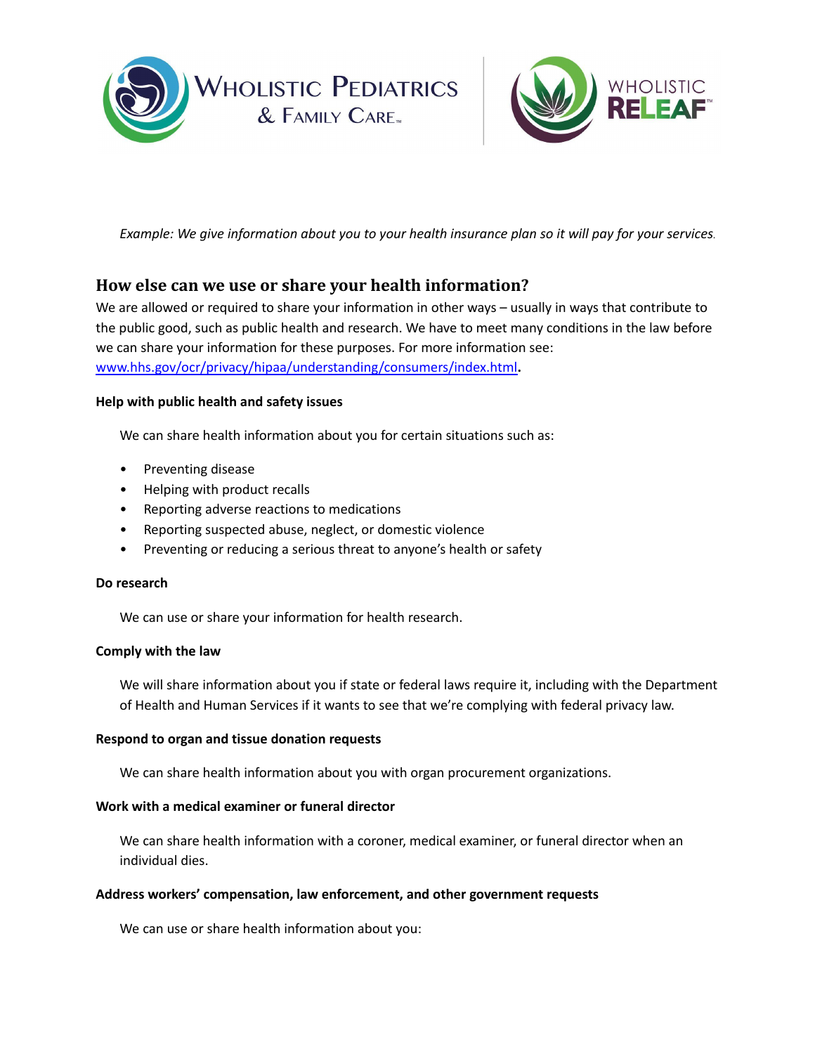*Example: We give information about you to your health insurance plan so it will pay for your services.*

## How else can we use or share your health information?

We are allowed or required to share your information in other ways – usually in ways that contribute to the public good, such as public health and research. We have to meet many conditions in the law before we can share your information for these purposes. For more information see: [www.hhs.gov/ocr/privacy/hipaa/understanding/consumers/index.html](http://www.hhs.gov/ocr/privacy/hipaa/understanding/consumers/index.html).

**Help with public health and safety issues**

We can share health information about you for certain situations such as:

- Preventing disease
- Helping with product recalls
- Reporting adverse reactions to medications
- Reporting suspected abuse, neglect, or domestic violence
- Preventing or reducing a serious threat to anyone's health or safety

**Do research**

We can use or share your information for health research.

**Comply with the law**

We will share information about you if state or federal laws require it, including with the Department of Health and Human Services if it wants to see that we're complying with federal privacy law.

**Respond to organ and tissue donation requests**

We can share health information about you with organ procurement organizations.

**Work with a medical examiner or funeral director**

We can share health information with a coroner, medical examiner, or funeral director when an individual dies.

**Address workers' compensation, law enforcement, and other government requests**

We can use or share health information about you: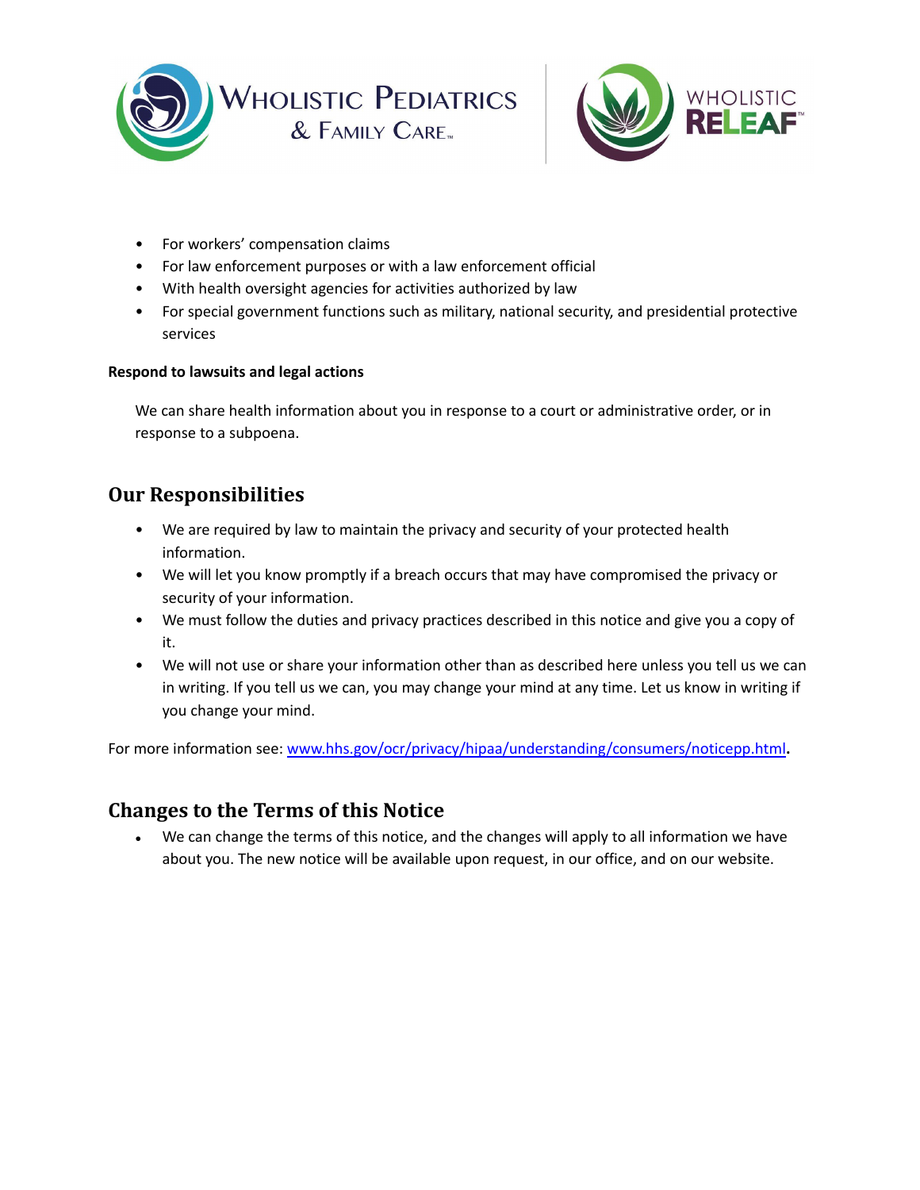- For workers' compensation claims
- For law enforcement purposes or with a law enforcement official
- With health oversight agencies for activities authorized by law
- For special government functions such as military, national security, and presidential protective services

**Respond to lawsuits and legal actions**

We can share health information about you in response to a court or administrative order, or in response to a subpoena.

## Our Responsibilities

- We are required by law to maintain the privacy and security of your protected health information.
- We will let you know promptly if a breach occurs that may have compromised the privacy or security of your information.
- We must follow the duties and privacy practices described in this notice and give you a copy of it.
- We will not use or share your information other than as described here unless you tell us we can in writing. If you tell us we can, you may change your mind at any time. Let us know in writing if you change your mind.

For more information see: www.hhs.gov/ocr/privacy/hipaa/understanding/consumers/noticepp.html.

## Changes to the Terms of this Notice

- We can change the terms of this notice, and the changes will apply to all information we have about you. The new notice will be available upon request, in our office, and on our website.